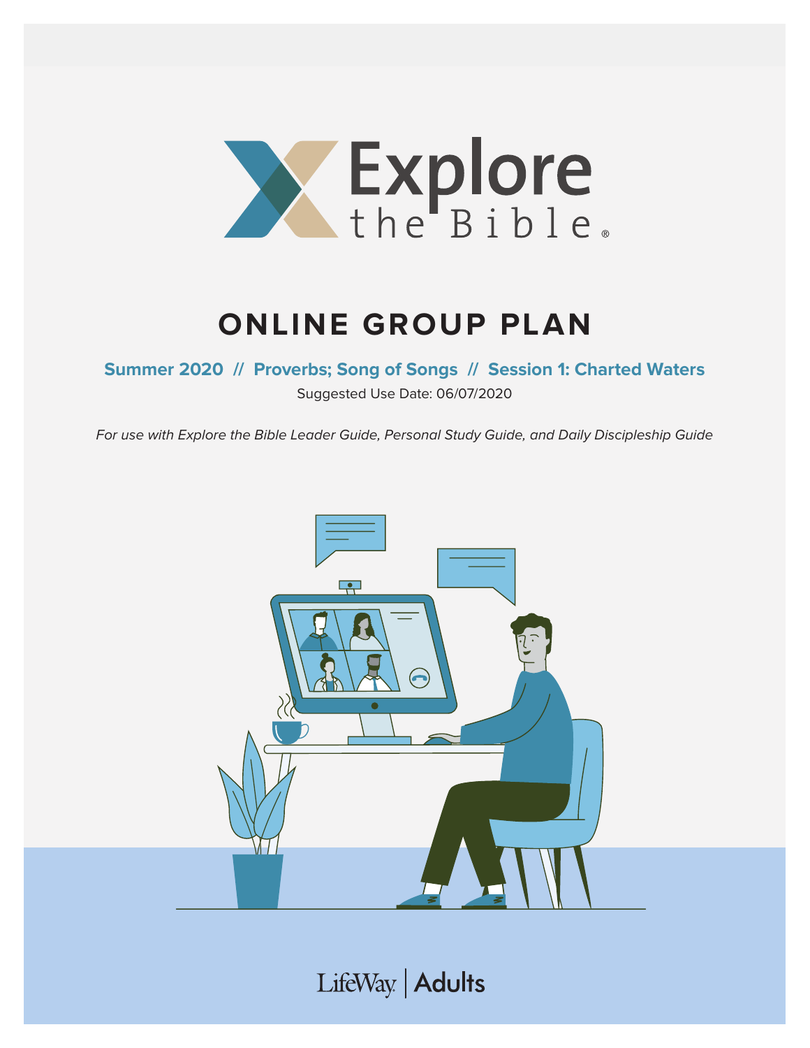# Explore the Bible

## ONLINE GROUP PLAN

**Summer 2020 // Proverbs; Song of Songs // Session 1: Charted Waters**

Suggested Use Date: 06/07/2020

*For use with Explore the Bible Leader Guide, Personal Study Guide, and Daily Discipleship Guide*

LifeWay | Adults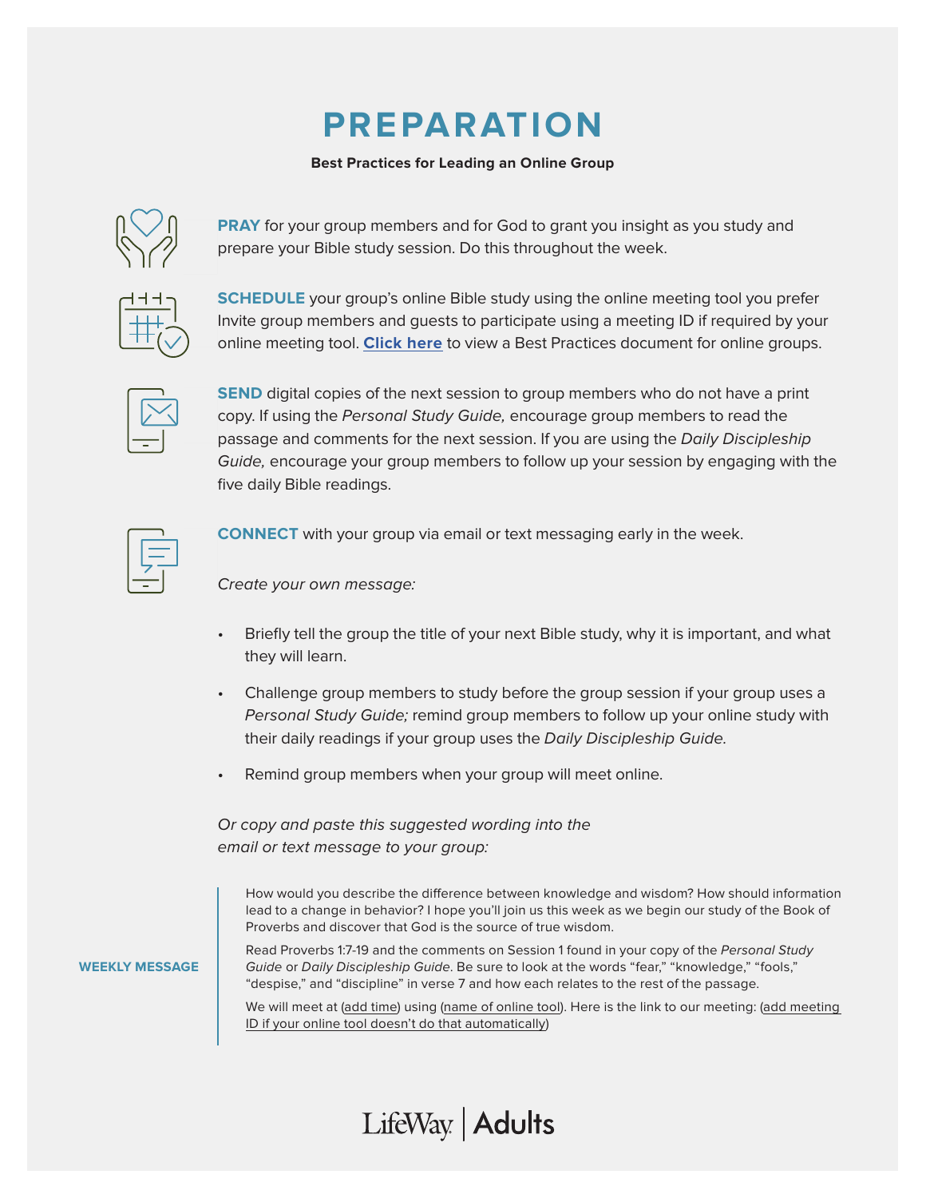# PREPARATION

**Best Practices for Leading an Online Group**

**PRAY** for your group members and for God to grant you insight as you study and prepare your Bible study session. Do this throughout the week.

**SCHEDULE** your group's online Bible study using the online meeting tool you prefer Invite group members and guests to participate using a meeting ID if required by your online meeting tool. **Click here** to view a Best Practices document for online groups.

**SEND** digital copies of the next session to group members who do not have a print copy. If using the *Personal Study Guide,* encourage group members to read the passage and comments for the next session. If you are using the *Daily Discipleship Guide,* encourage your group members to follow up your session by engaging with the five daily Bible readings.

**CONNECT** with your group via email or text messaging early in the week.

*Create your own message:*

- Briefly tell the group the title of your next Bible study, why it is important, and what they will learn.
- Challenge group members to study before the group session if your group uses a *Personal Study Guide;* remind group members to follow up your online study with their daily readings if your group uses the *Daily Discipleship Guide.*
- Remind group members when your group will meet online.

*Or copy and paste this suggested wording into the email or text message to your group:*

**WEEKLY MESSAGE**

How would you describe the difference between knowledge and wisdom? How should information lead to a change in behavior? I hope you'll join us this week as we begin our study of the Book of Proverbs and discover that God is the source of true wisdom.

Read Proverbs 1:7-19 and the comments on Session 1 found in your copy of the *Personal Study Guide* or *Daily Discipleship Guide*. Be sure to look at the words "fear," "knowledge," "fools," "despise," and "discipline" in verse 7 and how each relates to the rest of the passage.

We will meet at (add time) using (name of online tool). Here is the link to our meeting: (add meeting ID if your online tool doesn't do that automatically)

LifeWay | Adults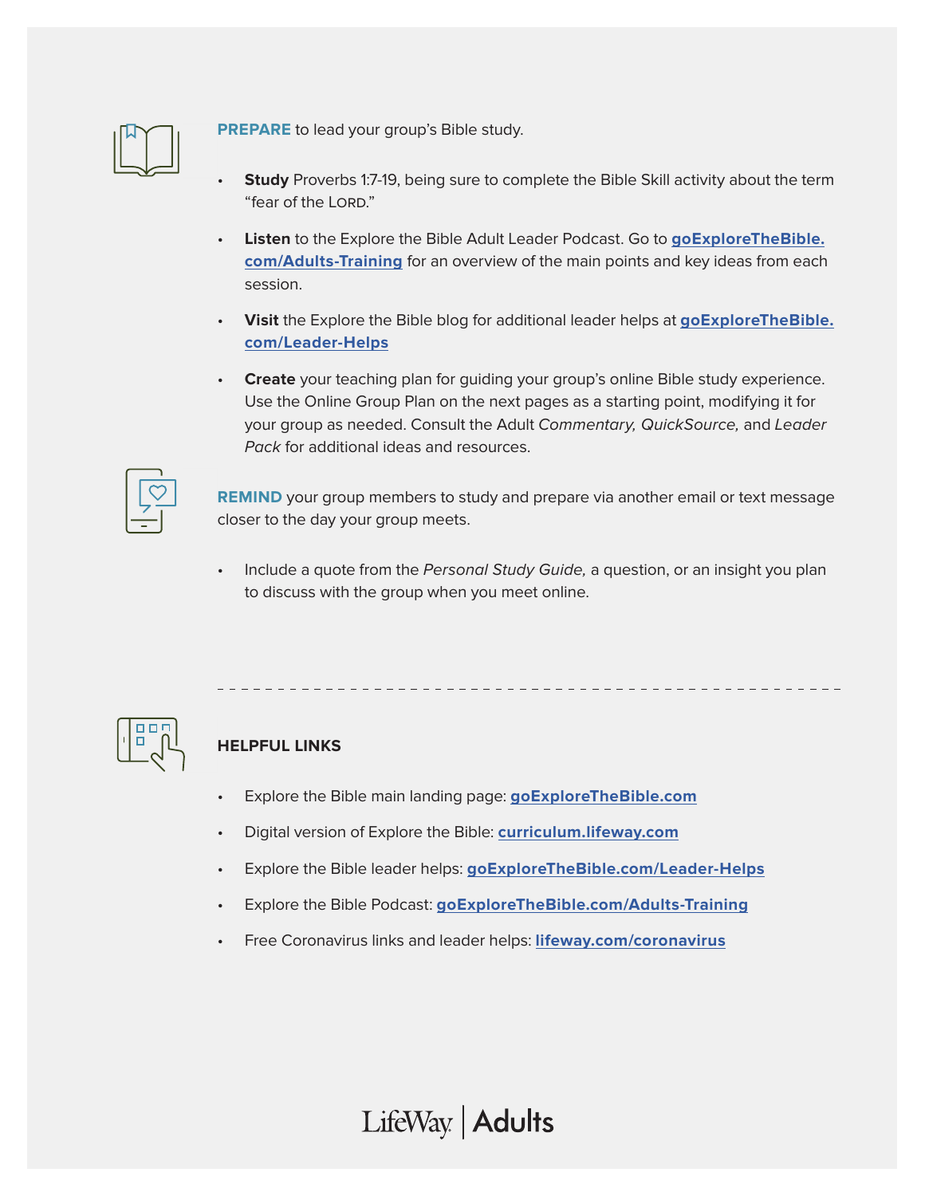**PREPARE** to lead your group's Bible study.

- **Study** Proverbs 1:7-19, being sure to complete the Bible Skill activity about the term "fear of the LORD."
- **Listen** to the Explore the Bible Adult Leader Podcast. Go to **goExploreTheBible.com/Adults-Training** for an overview of the main points and key ideas from each session.
- **Visit** the Explore the Bible blog for additional leader helps at **goExploreTheBible.com/Leader-Helps**
- **Create** your teaching plan for guiding your group's online Bible study experience. Use the Online Group Plan on the next pages as a starting point, modifying it for your group as needed. Consult the Adult *Commentary, QuickSource,* and *Leader Pack* for additional ideas and resources.

**REMIND** your group members to study and prepare via another email or text message closer to the day your group meets.

- Include a quote from the *Personal Study Guide,* a question, or an insight you plan to discuss with the group when you meet online.

---

**HELPFUL LINKS**

- Explore the Bible main landing page: **goExploreTheBible.com**
- Digital version of Explore the Bible: **curriculum.lifeway.com**
- Explore the Bible leader helps: **goExploreTheBible.com/Leader-Helps**
- Explore the Bible Podcast: **goExploreTheBible.com/Adults-Training**
- Free Coronavirus links and leader helps: **lifeway.com/coronavirus**

LifeWay | Adults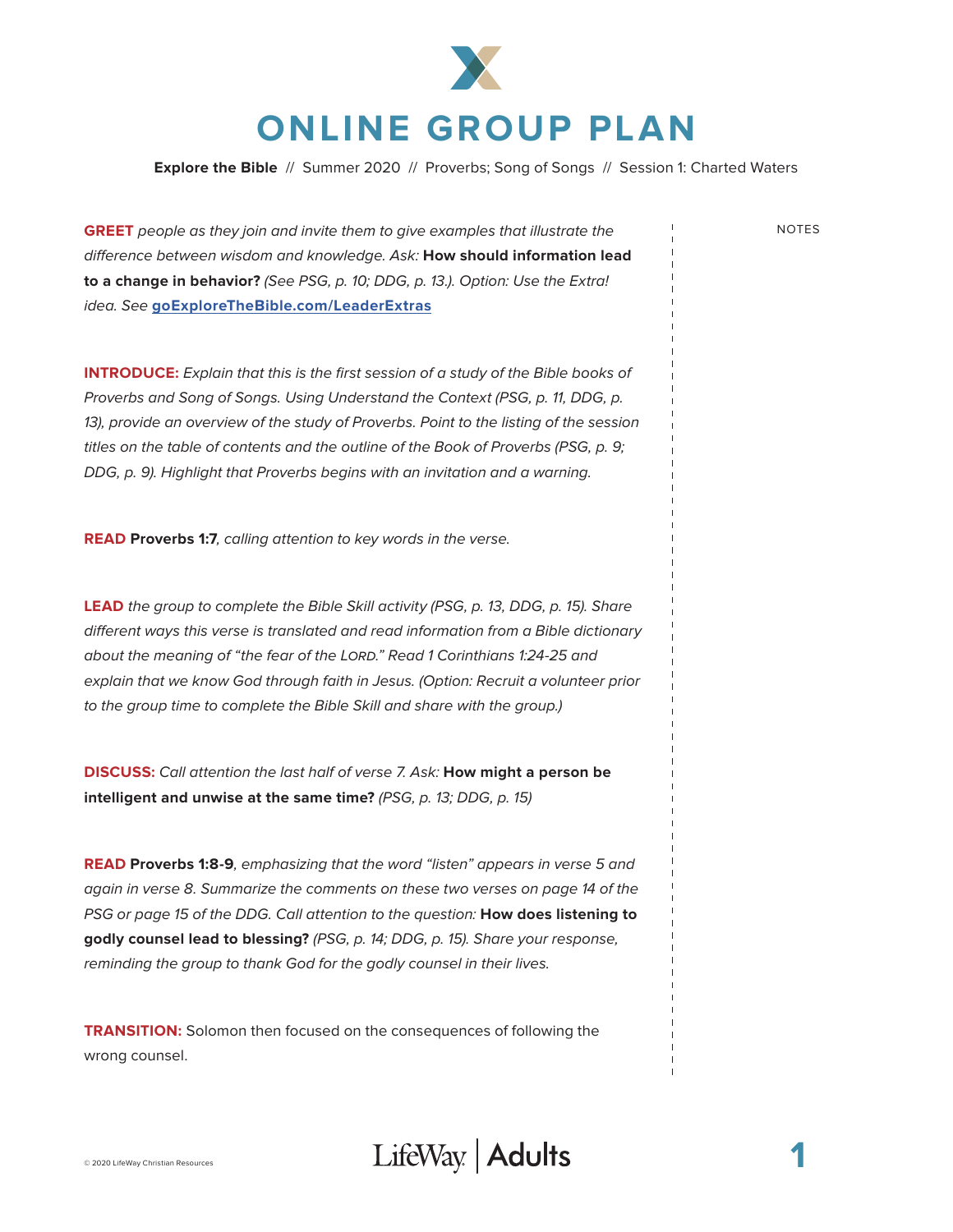# ONLINE GROUP PLAN

**Explore the Bible** // Summer 2020 // Proverbs; Song of Songs // Session 1: Charted Waters

NOTES

**GREET** *people as they join and invite them to give examples that illustrate the difference between wisdom and knowledge. Ask:* **How should information lead to a change in behavior?** *(See PSG, p. 10; DDG, p. 13.). Option: Use the Extra! idea. See* **goExploreTheBible.com/LeaderExtras**

**INTRODUCE:** *Explain that this is the first session of a study of the Bible books of Proverbs and Song of Songs. Using Understand the Context (PSG, p. 11, DDG, p. 13), provide an overview of the study of Proverbs. Point to the listing of the session titles on the table of contents and the outline of the Book of Proverbs (PSG, p. 9; DDG, p. 9). Highlight that Proverbs begins with an invitation and a warning.*

**READ** **Proverbs 1:7**, *calling attention to key words in the verse.*

**LEAD** *the group to complete the Bible Skill activity (PSG, p. 13, DDG, p. 15). Share different ways this verse is translated and read information from a Bible dictionary about the meaning of "the fear of the LORD." Read 1 Corinthians 1:24-25 and explain that we know God through faith in Jesus. (Option: Recruit a volunteer prior to the group time to complete the Bible Skill and share with the group.)*

**DISCUSS:** *Call attention the last half of verse 7. Ask:* **How might a person be intelligent and unwise at the same time?** *(PSG, p. 13; DDG, p. 15)*

**READ** **Proverbs 1:8-9**, *emphasizing that the word "listen" appears in verse 5 and again in verse 8. Summarize the comments on these two verses on page 14 of the PSG or page 15 of the DDG. Call attention to the question:* **How does listening to godly counsel lead to blessing?** *(PSG, p. 14; DDG, p. 15). Share your response, reminding the group to thank God for the godly counsel in their lives.*

**TRANSITION:** Solomon then focused on the consequences of following the wrong counsel.

© 2020 LifeWay Christian Resources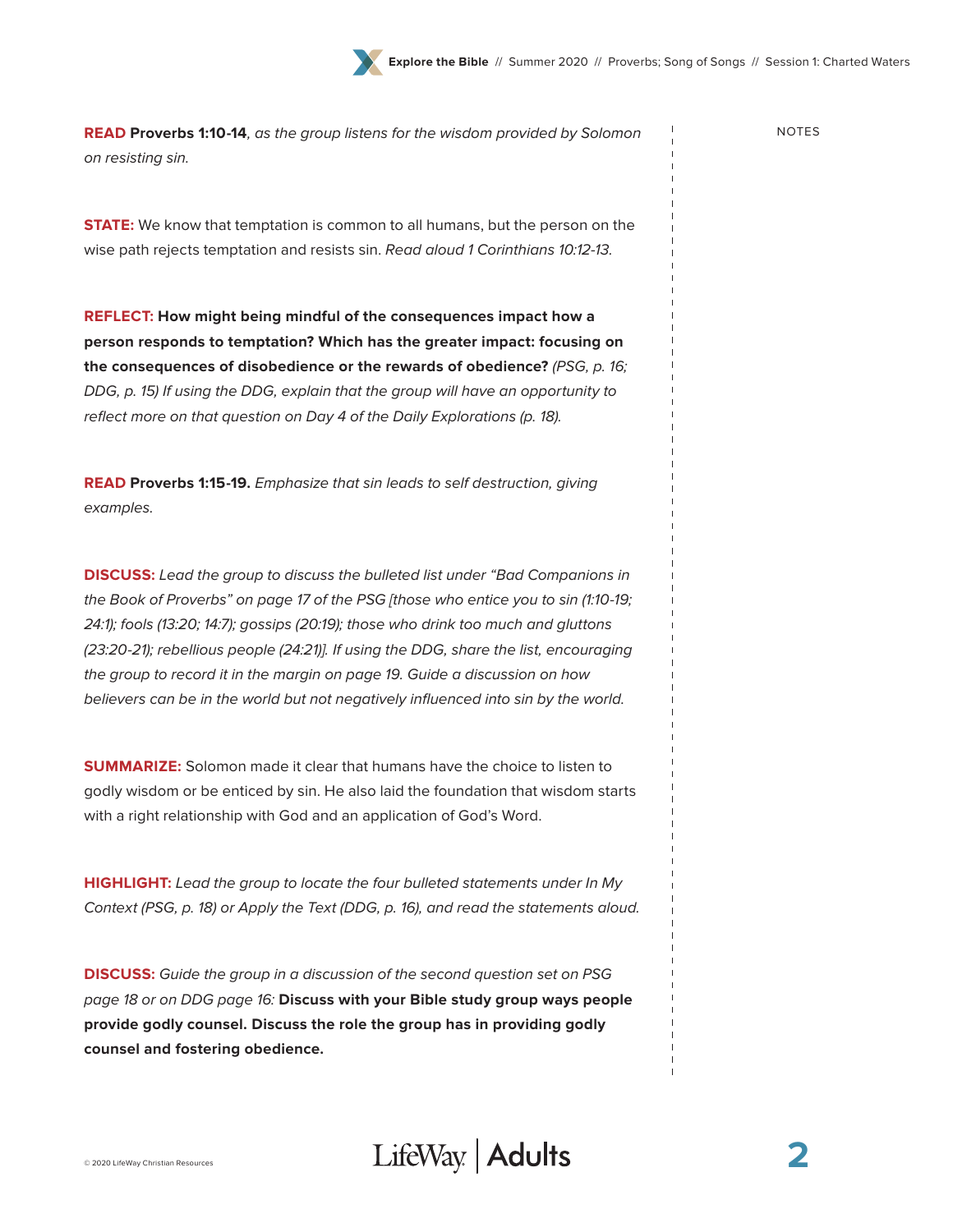**READ Proverbs 1:10-14**, *as the group listens for the wisdom provided by Solomon on resisting sin.*

**STATE:** We know that temptation is common to all humans, but the person on the wise path rejects temptation and resists sin. *Read aloud 1 Corinthians 10:12-13.*

**REFLECT: How might being mindful of the consequences impact how a person responds to temptation? Which has the greater impact: focusing on the consequences of disobedience or the rewards of obedience?** *(PSG, p. 16; DDG, p. 15) If using the DDG, explain that the group will have an opportunity to reflect more on that question on Day 4 of the Daily Explorations (p. 18).*

**READ Proverbs 1:15-19.** *Emphasize that sin leads to self destruction, giving examples.*

**DISCUSS:** *Lead the group to discuss the bulleted list under "Bad Companions in the Book of Proverbs" on page 17 of the PSG [those who entice you to sin (1:10-19; 24:1); fools (13:20; 14:7); gossips (20:19); those who drink too much and gluttons (23:20-21); rebellious people (24:21)]. If using the DDG, share the list, encouraging the group to record it in the margin on page 19. Guide a discussion on how believers can be in the world but not negatively influenced into sin by the world.*

**SUMMARIZE:** Solomon made it clear that humans have the choice to listen to godly wisdom or be enticed by sin. He also laid the foundation that wisdom starts with a right relationship with God and an application of God's Word.

**HIGHLIGHT:** *Lead the group to locate the four bulleted statements under In My Context (PSG, p. 18) or Apply the Text (DDG, p. 16), and read the statements aloud.*

**DISCUSS:** *Guide the group in a discussion of the second question set on PSG page 18 or on DDG page 16:* **Discuss with your Bible study group ways people provide godly counsel. Discuss the role the group has in providing godly counsel and fostering obedience.**

NOTES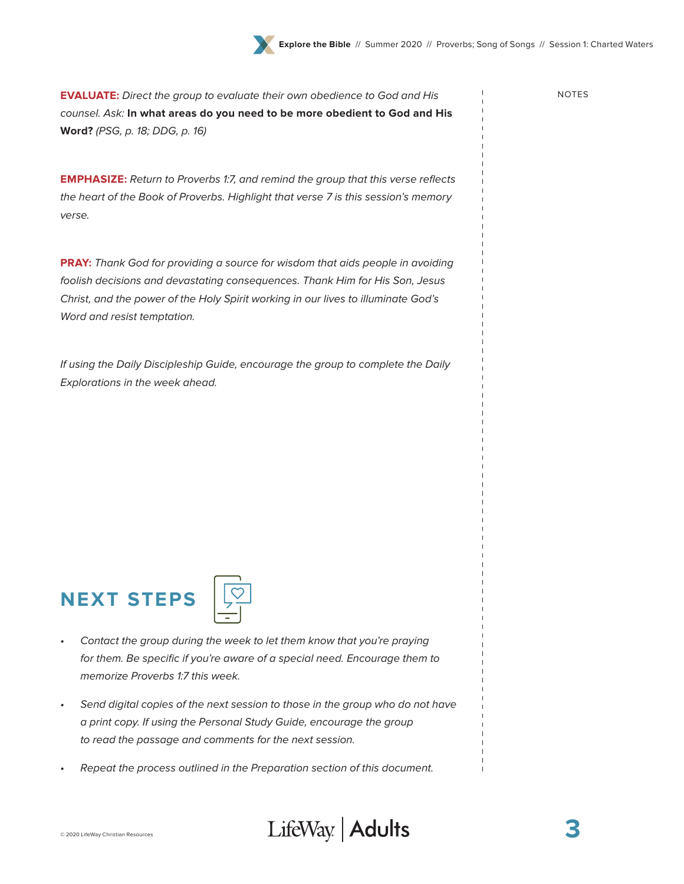**EVALUATE:** *Direct the group to evaluate their own obedience to God and His counsel. Ask:* **In what areas do you need to be more obedient to God and His Word?** *(PSG, p. 18; DDG, p. 16)*

**EMPHASIZE:** *Return to Proverbs 1:7, and remind the group that this verse reflects the heart of the Book of Proverbs. Highlight that verse 7 is this session's memory verse.*

**PRAY:** *Thank God for providing a source for wisdom that aids people in avoiding foolish decisions and devastating consequences. Thank Him for His Son, Jesus Christ, and the power of the Holy Spirit working in our lives to illuminate God's Word and resist temptation.*

*If using the Daily Discipleship Guide, encourage the group to complete the Daily Explorations in the week ahead.*

NOTES

## NEXT STEPS

- *Contact the group during the week to let them know that you're praying for them. Be specific if you're aware of a special need. Encourage them to memorize Proverbs 1:7 this week.*
- *Send digital copies of the next session to those in the group who do not have a print copy. If using the Personal Study Guide, encourage the group to read the passage and comments for the next session.*
- *Repeat the process outlined in the Preparation section of this document.*